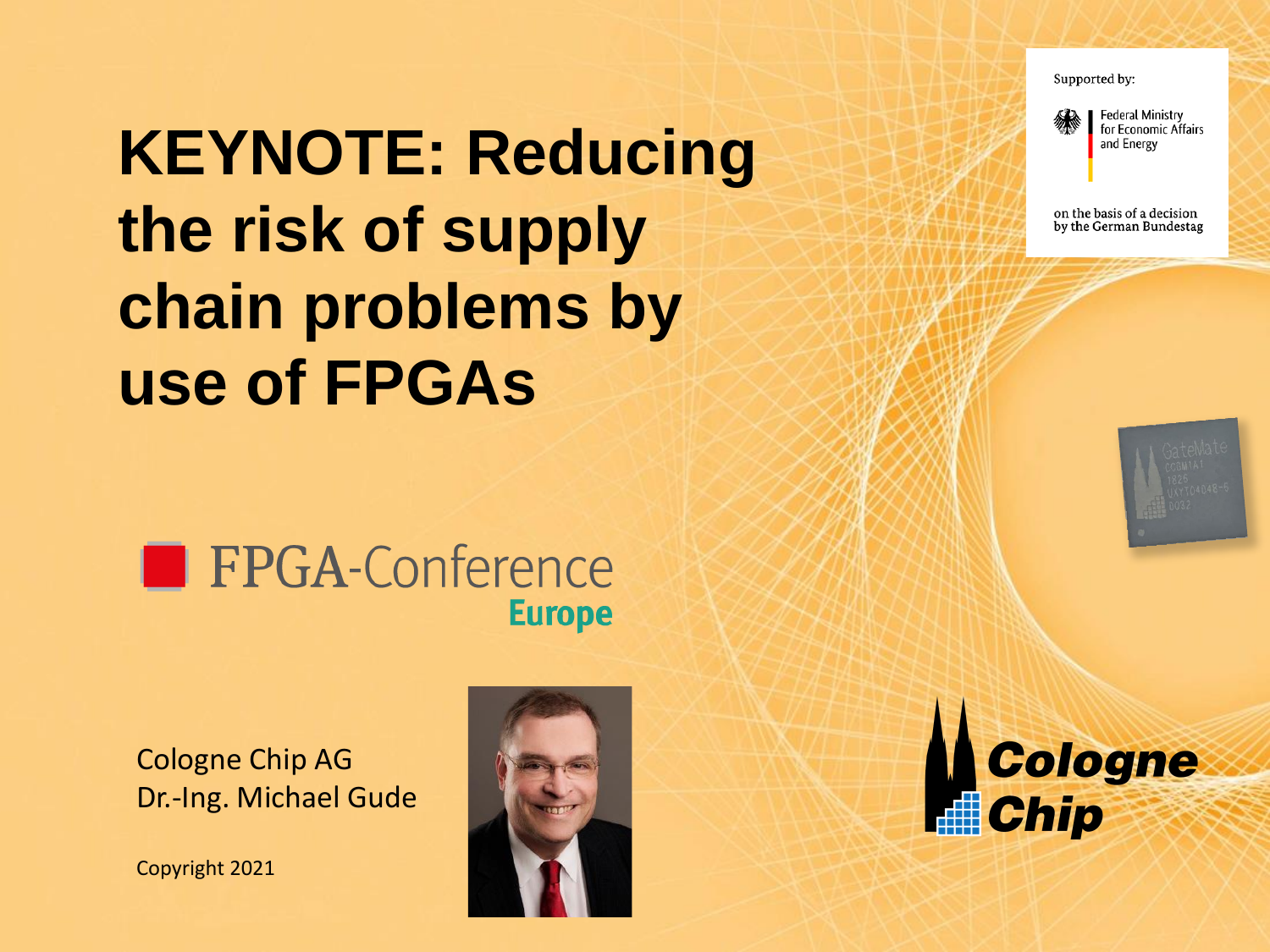# KEYNOTE: Reducing the risk of supply chain problems by use of FPGAs

Supported by:

Federal Ministry for Economic Affairs and Energy

on the basis of a decision by the German Bundestag

FPGA-Conference Europe

Cologne Chip AG
Dr.-Ing. Michael Gude

Copyright 2021

Cologne Chip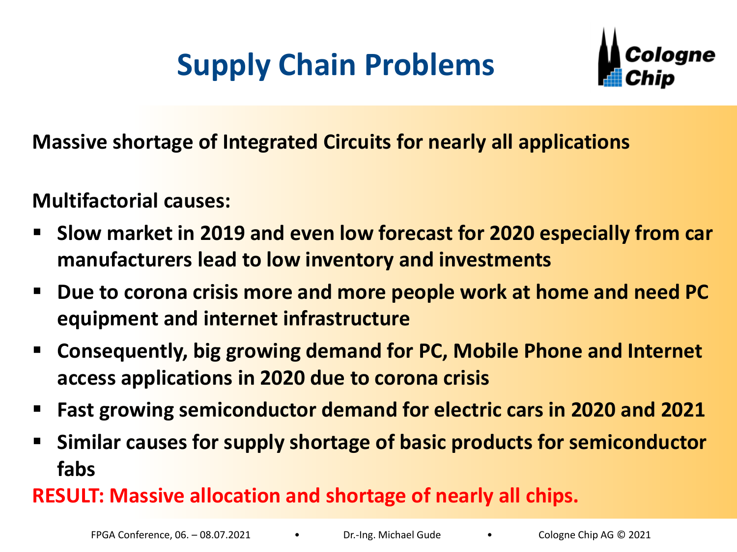# Supply Chain Problems

**Massive shortage of Integrated Circuits for nearly all applications**

**Multifactorial causes:**

- **Slow market in 2019 and even low forecast for 2020 especially from car manufacturers lead to low inventory and investments**
- **Due to corona crisis more and more people work at home and need PC equipment and internet infrastructure**
- **Consequently, big growing demand for PC, Mobile Phone and Internet access applications in 2020 due to corona crisis**
- **Fast growing semiconductor demand for electric cars in 2020 and 2021**
- **Similar causes for supply shortage of basic products for semiconductor fabs**

**RESULT: Massive allocation and shortage of nearly all chips.**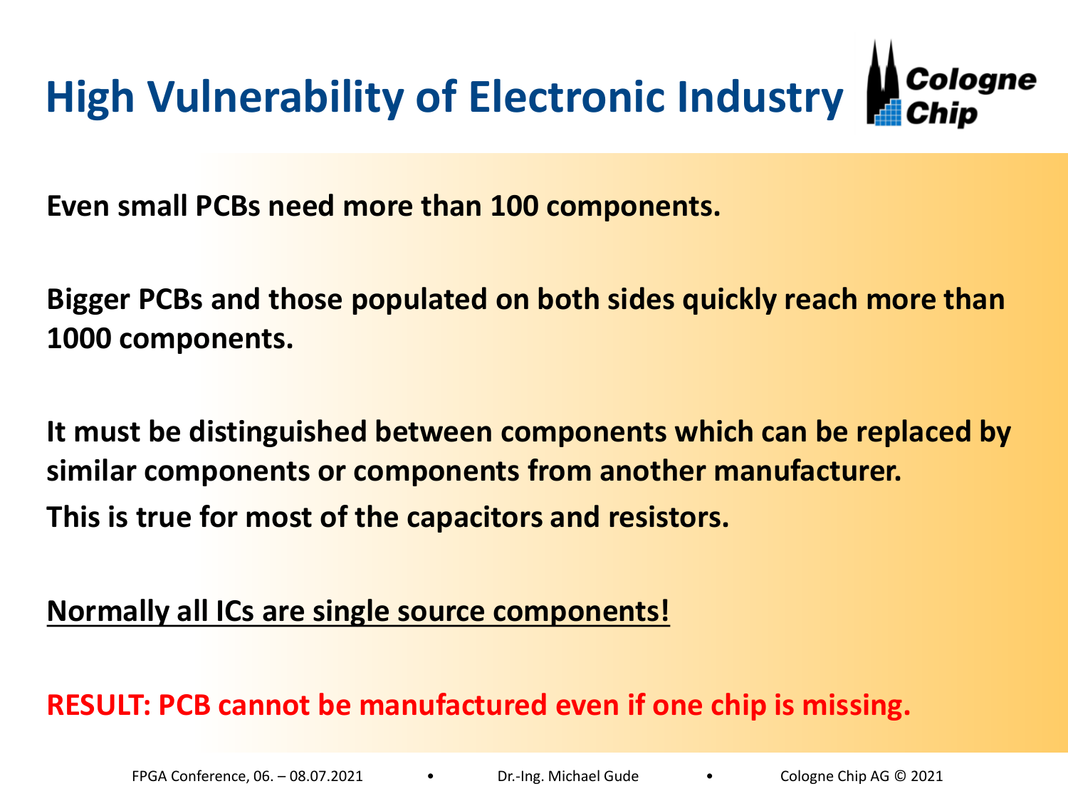# High Vulnerability of Electronic Industry

**Even small PCBs need more than 100 components.**

**Bigger PCBs and those populated on both sides quickly reach more than 1000 components.**

**It must be distinguished between components which can be replaced by similar components or components from another manufacturer.**
**This is true for most of the capacitors and resistors.**

**Normally all ICs are single source components!**

**RESULT: PCB cannot be manufactured even if one chip is missing.**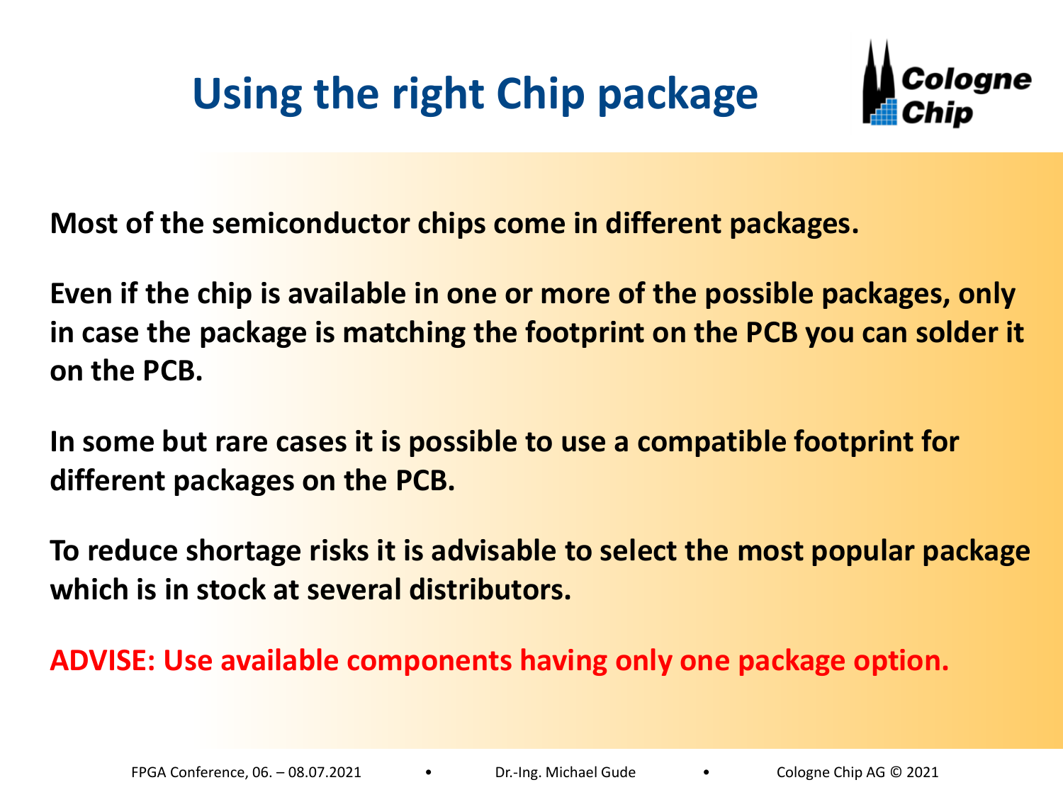# Using the right Chip package

**Most of the semiconductor chips come in different packages.**

**Even if the chip is available in one or more of the possible packages, only in case the package is matching the footprint on the PCB you can solder it on the PCB.**

**In some but rare cases it is possible to use a compatible footprint for different packages on the PCB.**

**To reduce shortage risks it is advisable to select the most popular package which is in stock at several distributors.**

**ADVISE: Use available components having only one package option.**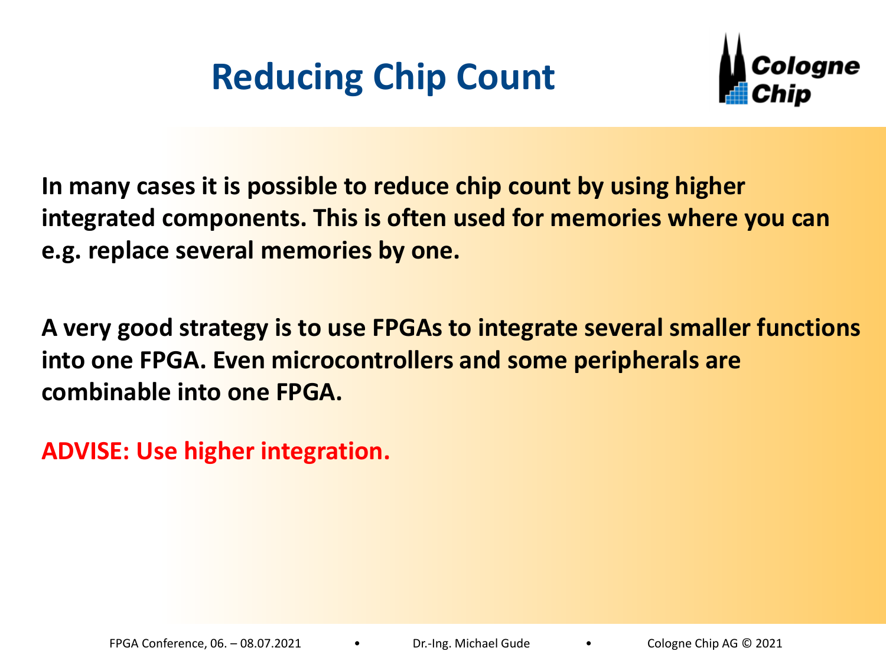# Reducing Chip Count

**In many cases it is possible to reduce chip count by using higher integrated components. This is often used for memories where you can e.g. replace several memories by one.**

**A very good strategy is to use FPGAs to integrate several smaller functions into one FPGA. Even microcontrollers and some peripherals are combinable into one FPGA.**

**ADVISE: Use higher integration.**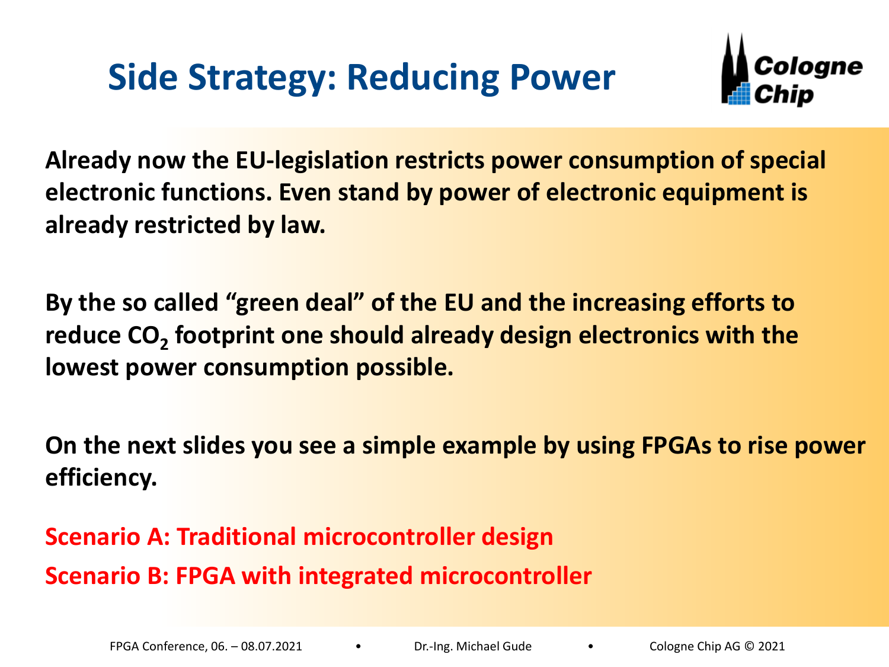# Side Strategy: Reducing Power

**Already now the EU-legislation restricts power consumption of special electronic functions. Even stand by power of electronic equipment is already restricted by law.**

**By the so called "green deal" of the EU and the increasing efforts to reduce $CO_2$ footprint one should already design electronics with the lowest power consumption possible.**

**On the next slides you see a simple example by using FPGAs to rise power efficiency.**

**Scenario A: Traditional microcontroller design**
**Scenario B: FPGA with integrated microcontroller**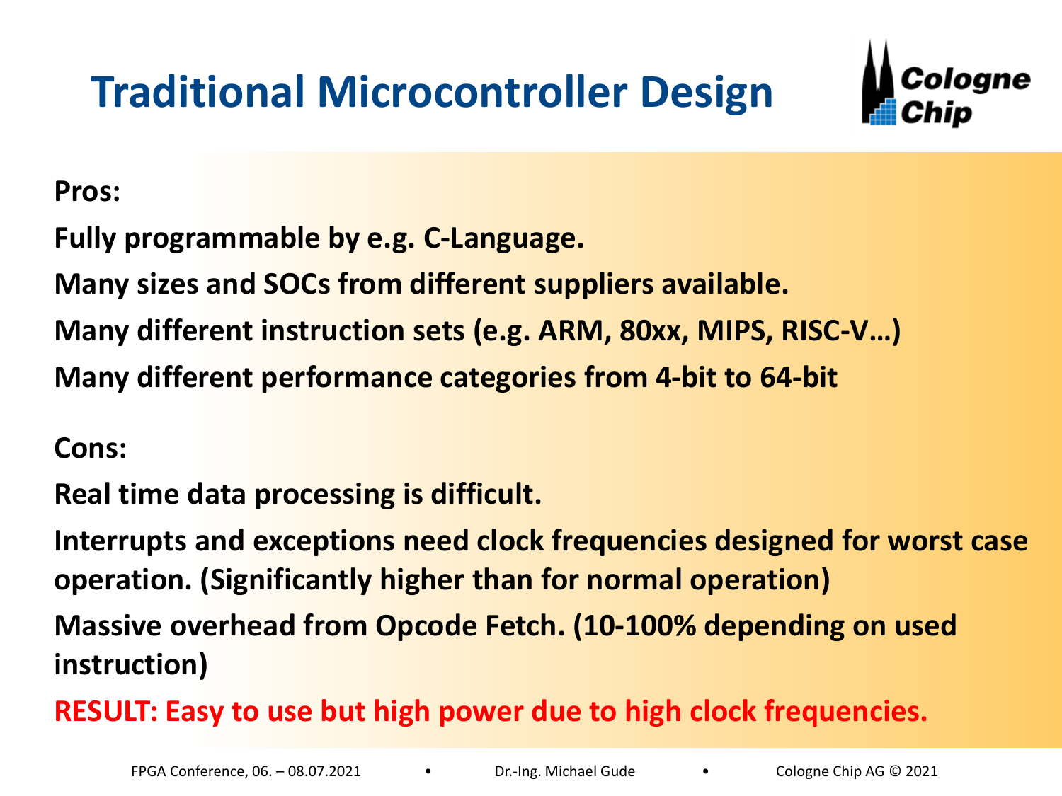# Traditional Microcontroller Design

**Pros:**

**Fully programmable by e.g. C-Language.**

**Many sizes and SOCs from different suppliers available.**

**Many different instruction sets (e.g. ARM, 80xx, MIPS, RISC-V…)**

**Many different performance categories from 4-bit to 64-bit**

**Cons:**

**Real time data processing is difficult.**

**Interrupts and exceptions need clock frequencies designed for worst case operation. (Significantly higher than for normal operation)**

**Massive overhead from Opcode Fetch. (10-100% depending on used instruction)**

**RESULT: Easy to use but high power due to high clock frequencies.**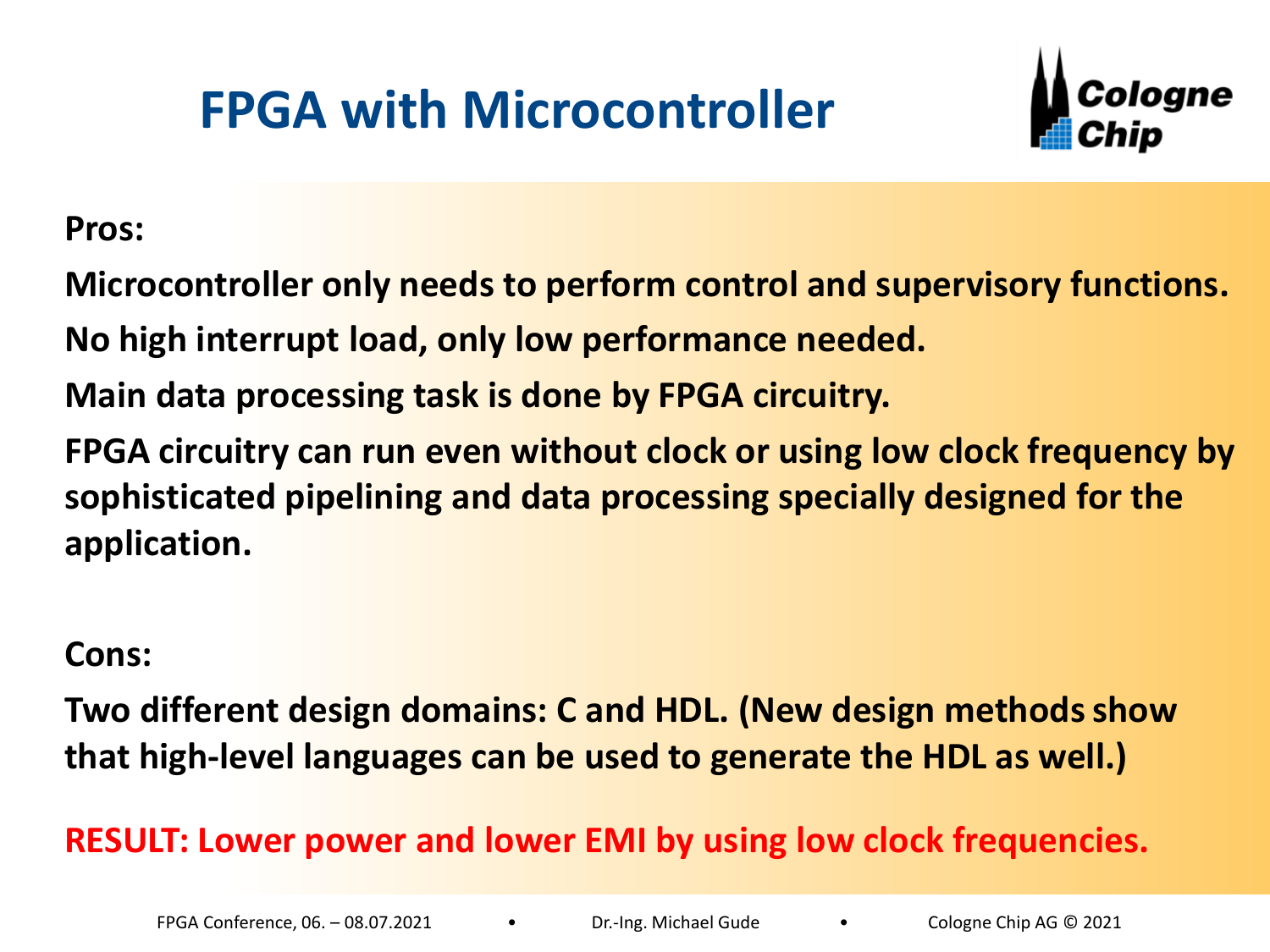# FPGA with Microcontroller

**Pros:**

**Microcontroller only needs to perform control and supervisory functions.**

**No high interrupt load, only low performance needed.**

**Main data processing task is done by FPGA circuitry.**

**FPGA circuitry can run even without clock or using low clock frequency by sophisticated pipelining and data processing specially designed for the application.**

**Cons:**

**Two different design domains: C and HDL. (New design methods show that high-level languages can be used to generate the HDL as well.)**

**RESULT: Lower power and lower EMI by using low clock frequencies.**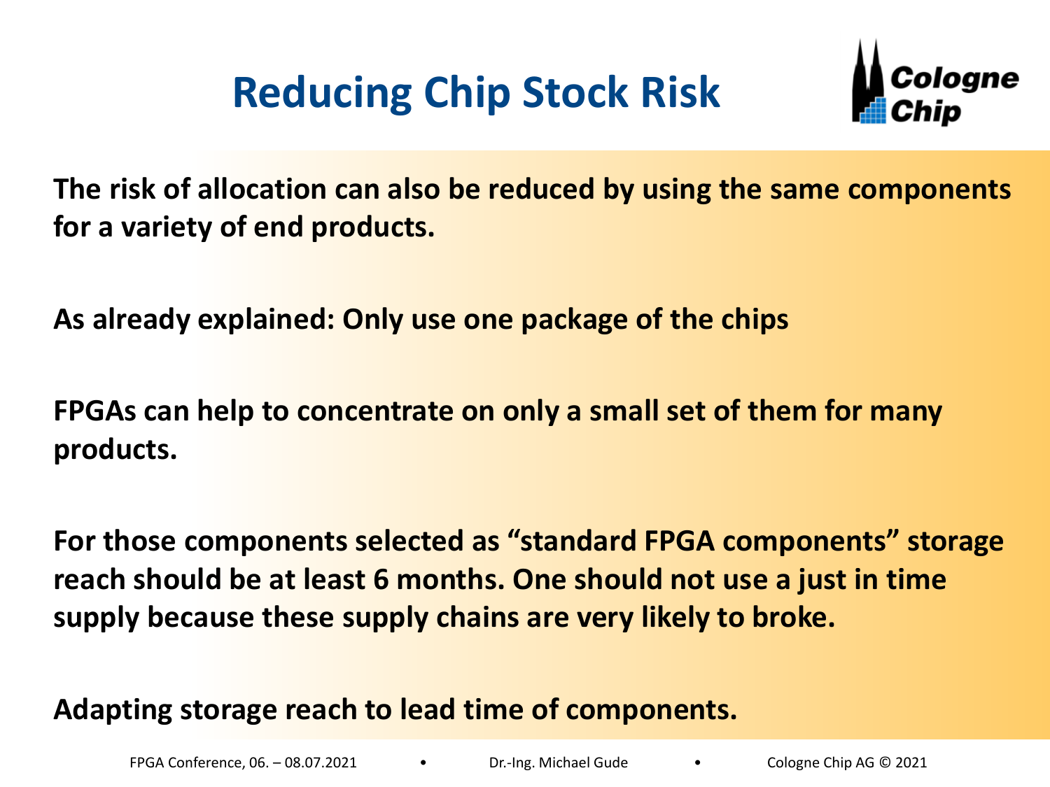# Reducing Chip Stock Risk

The risk of allocation can also be reduced by using the same components for a variety of end products.

As already explained: Only use one package of the chips

FPGAs can help to concentrate on only a small set of them for many products.

For those components selected as "standard FPGA components" storage reach should be at least 6 months. One should not use a just in time supply because these supply chains are very likely to broke.

Adapting storage reach to lead time of components.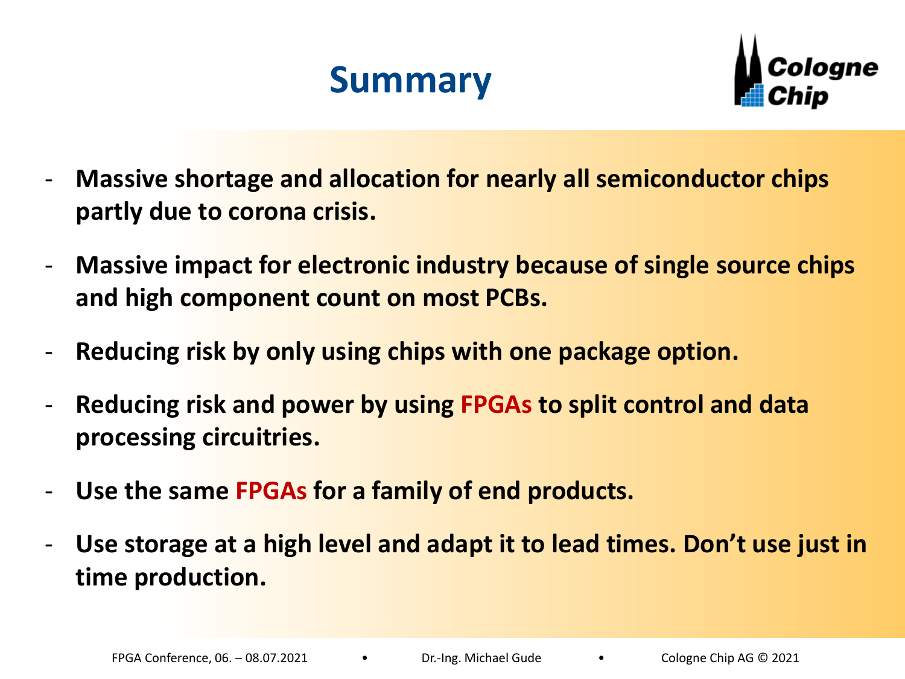# Summary

- **Massive shortage and allocation for nearly all semiconductor chips partly due to corona crisis.**
- **Massive impact for electronic industry because of single source chips and high component count on most PCBs.**
- **Reducing risk by only using chips with one package option.**
- **Reducing risk and power by using FPGAs to split control and data processing circuitries.**
- **Use the same FPGAs for a family of end products.**
- **Use storage at a high level and adapt it to lead times. Don't use just in time production.**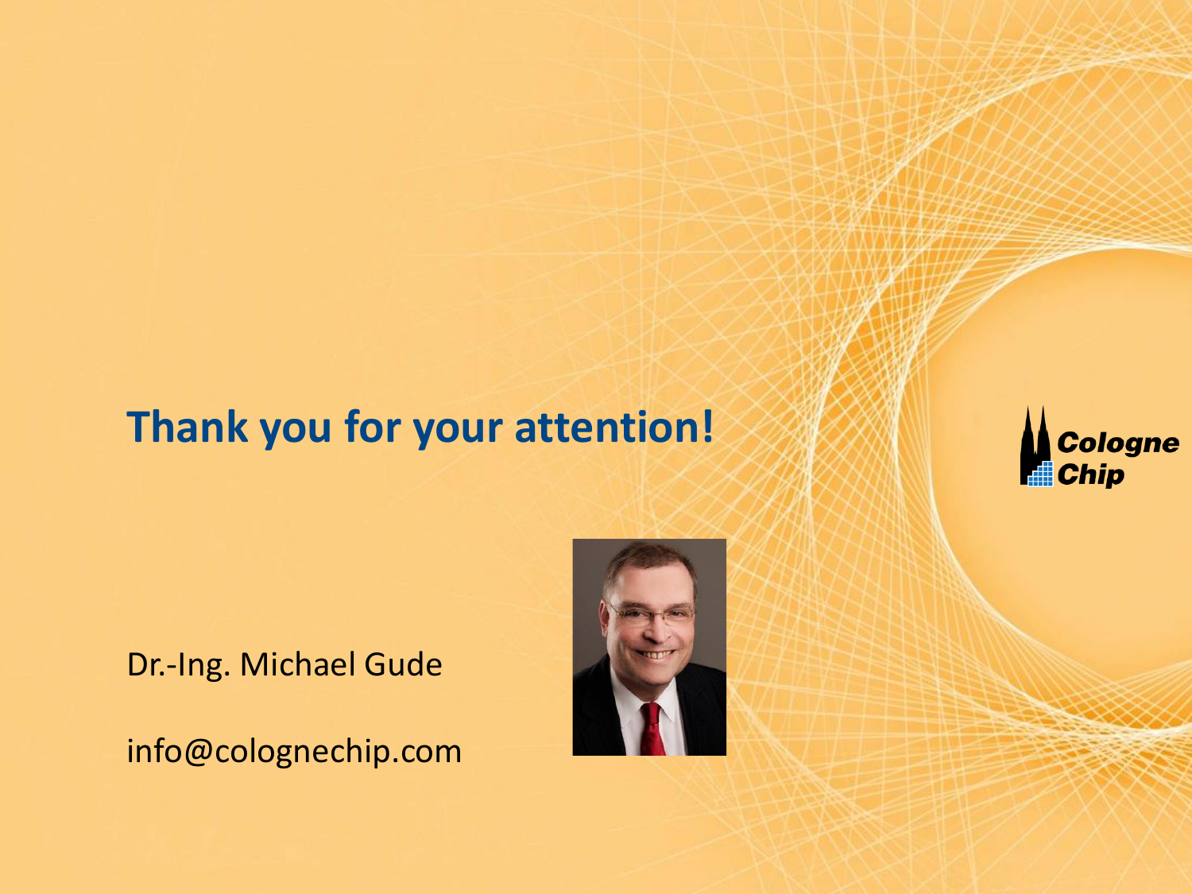# Thank you for your attention!

Cologne Chip

Dr.-Ing. Michael Gude

info@colognechip.com